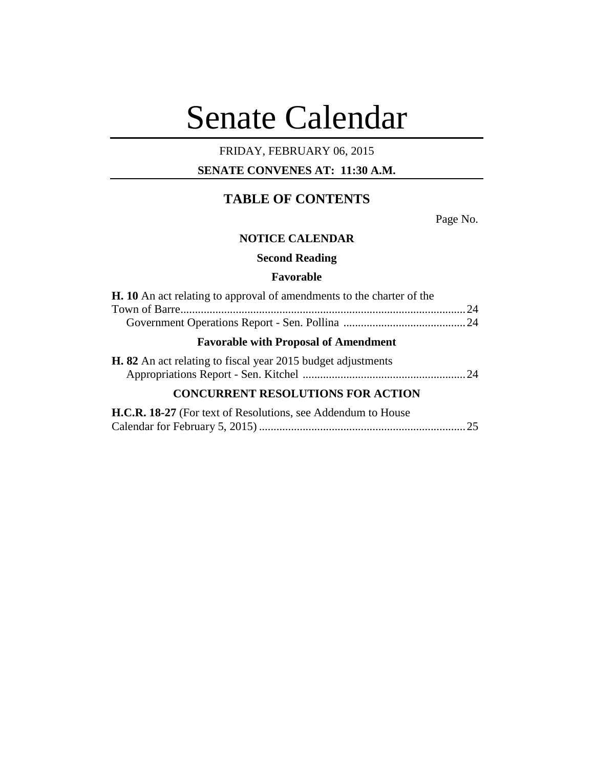# Senate Calendar

FRIDAY, FEBRUARY 06, 2015

**SENATE CONVENES AT: 11:30 A.M.**

## TABLE OF CONTENTS

Page No.

### NOTICE CALENDAR

#### Second Reading

#### Favorable

**H. 10** An act relating to approval of amendments to the charter of the Town of Barre....................................................................................................24

Government Operations Report - Sen. Pollina ..........................................24

#### Favorable with Proposal of Amendment

**H. 82** An act relating to fiscal year 2015 budget adjustments

Appropriations Report - Sen. Kitchel ........................................................24

### CONCURRENT RESOLUTIONS FOR ACTION

**H.C.R. 18-27** (For text of Resolutions, see Addendum to House Calendar for February 5, 2015).......................................................................25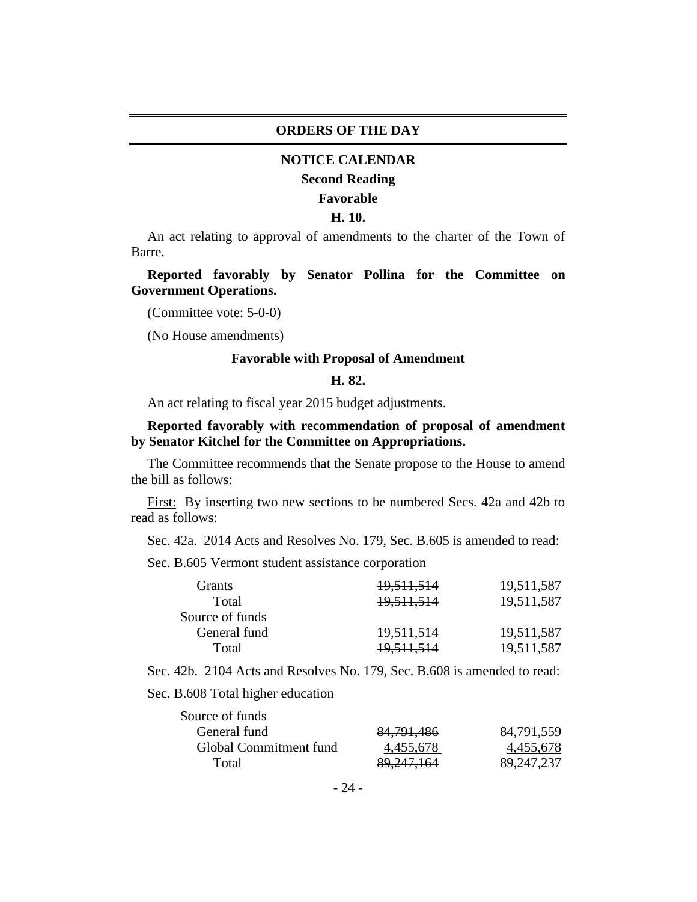## ORDERS OF THE DAY

### NOTICE CALENDAR

**Second Reading**

**Favorable**

**H. 10.**

An act relating to approval of amendments to the charter of the Town of Barre.

**Reported favorably by Senator Pollina for the Committee on Government Operations.**

(Committee vote: 5-0-0)

(No House amendments)

**Favorable with Proposal of Amendment**

**H. 82.**

An act relating to fiscal year 2015 budget adjustments.

**Reported favorably with recommendation of proposal of amendment by Senator Kitchel for the Committee on Appropriations.**

The Committee recommends that the Senate propose to the House to amend the bill as follows:

First: By inserting two new sections to be numbered Secs. 42a and 42b to read as follows:

Sec. 42a. 2014 Acts and Resolves No. 179, Sec. B.605 is amended to read:

Sec. B.605 Vermont student assistance corporation

| | | |
|---|---|---|
| Grants | ~~19,511,514~~ | 19,511,587 |
| Total | ~~19,511,514~~ | 19,511,587 |
| Source of funds | | |
| General fund | ~~19,511,514~~ | 19,511,587 |
| Total | ~~19,511,514~~ | 19,511,587 |

Sec. 42b. 2104 Acts and Resolves No. 179, Sec. B.608 is amended to read:

Sec. B.608 Total higher education

| | | |
|---|---|---|
| Source of funds | | |
| General fund | ~~84,791,486~~ | 84,791,559 |
| Global Commitment fund | 4,455,678 | 4,455,678 |
| Total | ~~89,247,164~~ | 89,247,237 |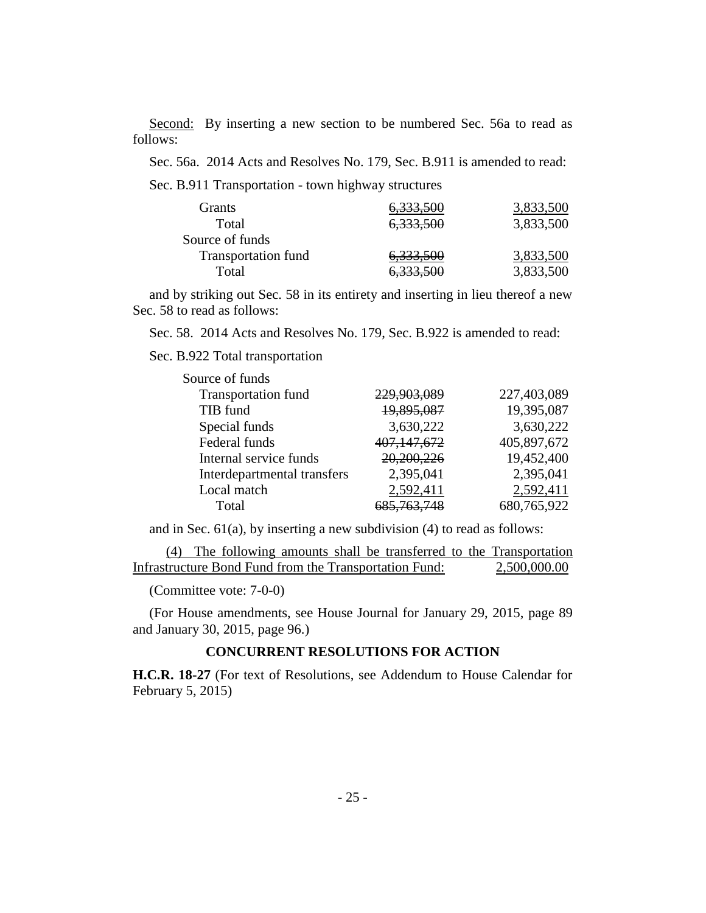Second: By inserting a new section to be numbered Sec. 56a to read as follows:

Sec. 56a. 2014 Acts and Resolves No. 179, Sec. B.911 is amended to read:

Sec. B.911 Transportation - town highway structures

| | | |
|---|---|---|
| Grants | ~~6,333,500~~ | 3,833,500 |
| Total | ~~6,333,500~~ | 3,833,500 |
| Source of funds | | |
| Transportation fund | ~~6,333,500~~ | 3,833,500 |
| Total | ~~6,333,500~~ | 3,833,500 |

and by striking out Sec. 58 in its entirety and inserting in lieu thereof a new Sec. 58 to read as follows:

Sec. 58. 2014 Acts and Resolves No. 179, Sec. B.922 is amended to read:

Sec. B.922 Total transportation

| | | |
|---|---|---|
| Source of funds | | |
| Transportation fund | ~~229,903,089~~ | 227,403,089 |
| TIB fund | ~~19,895,087~~ | 19,395,087 |
| Special funds | 3,630,222 | 3,630,222 |
| Federal funds | ~~407,147,672~~ | 405,897,672 |
| Internal service funds | ~~20,200,226~~ | 19,452,400 |
| Interdepartmental transfers | 2,395,041 | 2,395,041 |
| Local match | 2,592,411 | 2,592,411 |
| Total | ~~685,763,748~~ | 680,765,922 |

and in Sec. 61(a), by inserting a new subdivision (4) to read as follows:

(4) The following amounts shall be transferred to the Transportation Infrastructure Bond Fund from the Transportation Fund: 2,500,000.00

(Committee vote: 7-0-0)

(For House amendments, see House Journal for January 29, 2015, page 89 and January 30, 2015, page 96.)

## CONCURRENT RESOLUTIONS FOR ACTION

**H.C.R. 18-27** (For text of Resolutions, see Addendum to House Calendar for February 5, 2015)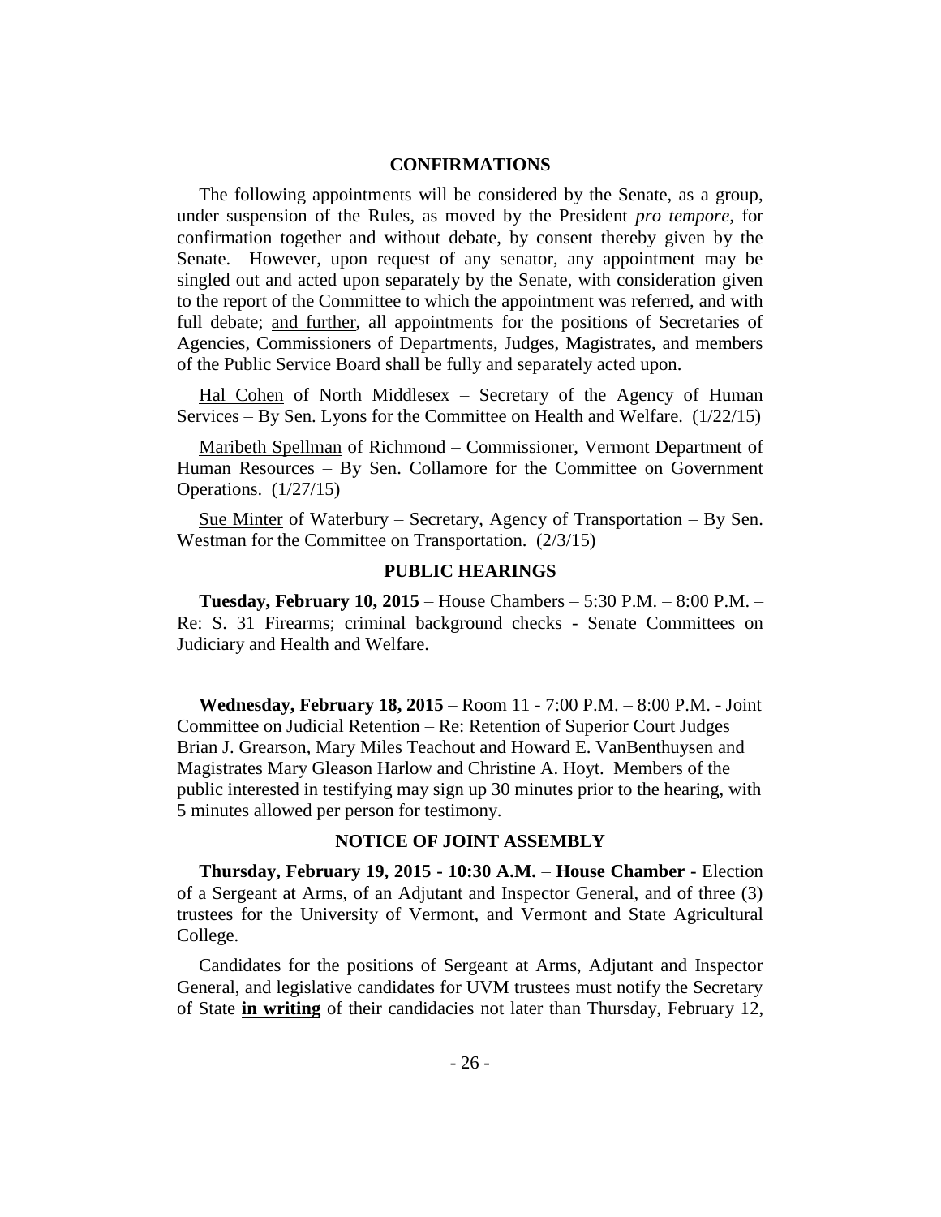## CONFIRMATIONS

The following appointments will be considered by the Senate, as a group, under suspension of the Rules, as moved by the President *pro tempore,* for confirmation together and without debate, by consent thereby given by the Senate. However, upon request of any senator, any appointment may be singled out and acted upon separately by the Senate, with consideration given to the report of the Committee to which the appointment was referred, and with full debate; and further, all appointments for the positions of Secretaries of Agencies, Commissioners of Departments, Judges, Magistrates, and members of the Public Service Board shall be fully and separately acted upon.

Hal Cohen of North Middlesex – Secretary of the Agency of Human Services – By Sen. Lyons for the Committee on Health and Welfare. (1/22/15)

Maribeth Spellman of Richmond – Commissioner, Vermont Department of Human Resources – By Sen. Collamore for the Committee on Government Operations. (1/27/15)

Sue Minter of Waterbury – Secretary, Agency of Transportation – By Sen. Westman for the Committee on Transportation. (2/3/15)

## PUBLIC HEARINGS

**Tuesday, February 10, 2015** – House Chambers – 5:30 P.M. – 8:00 P.M. – Re: S. 31 Firearms; criminal background checks - Senate Committees on Judiciary and Health and Welfare.

**Wednesday, February 18, 2015** – Room 11 - 7:00 P.M. – 8:00 P.M. - Joint Committee on Judicial Retention – Re: Retention of Superior Court Judges Brian J. Grearson, Mary Miles Teachout and Howard E. VanBenthuysen and Magistrates Mary Gleason Harlow and Christine A. Hoyt. Members of the public interested in testifying may sign up 30 minutes prior to the hearing, with 5 minutes allowed per person for testimony.

## NOTICE OF JOINT ASSEMBLY

**Thursday, February 19, 2015 - 10:30 A.M.** – **House Chamber -** Election of a Sergeant at Arms, of an Adjutant and Inspector General, and of three (3) trustees for the University of Vermont, and Vermont and State Agricultural College.

Candidates for the positions of Sergeant at Arms, Adjutant and Inspector General, and legislative candidates for UVM trustees must notify the Secretary of State **in writing** of their candidacies not later than Thursday, February 12,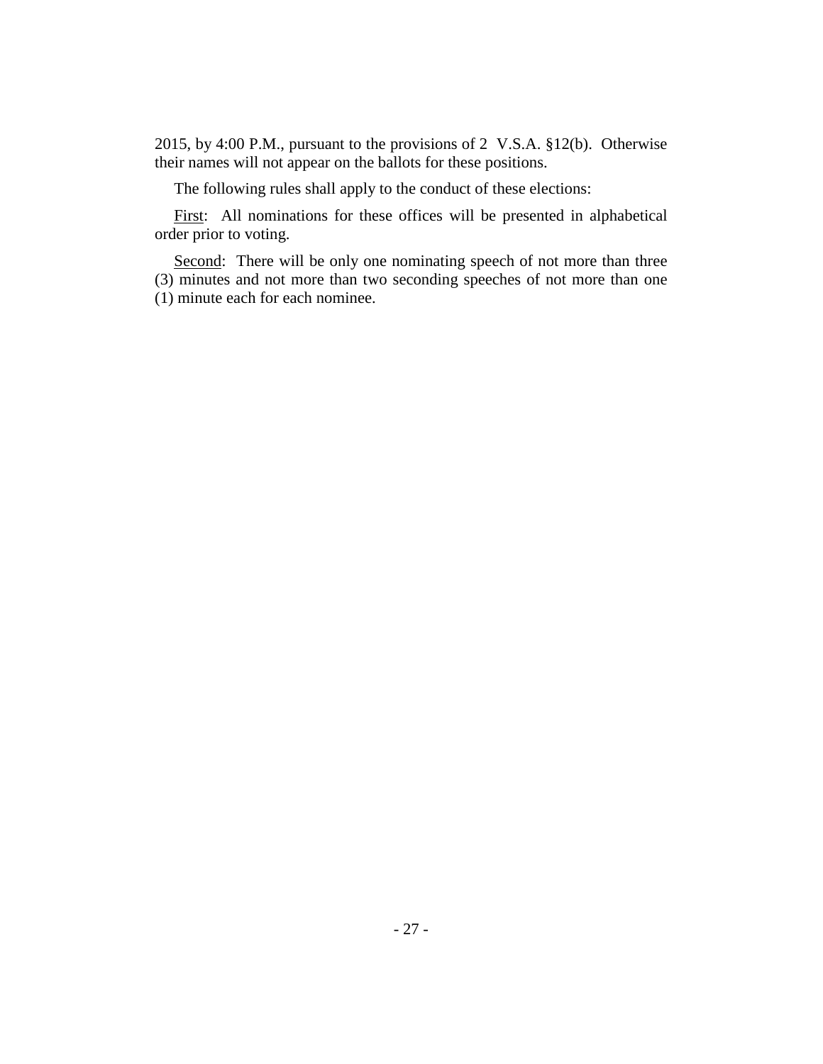2015, by 4:00 P.M., pursuant to the provisions of 2 V.S.A. §12(b). Otherwise their names will not appear on the ballots for these positions.

The following rules shall apply to the conduct of these elections:

First: All nominations for these offices will be presented in alphabetical order prior to voting.

Second: There will be only one nominating speech of not more than three (3) minutes and not more than two seconding speeches of not more than one (1) minute each for each nominee.